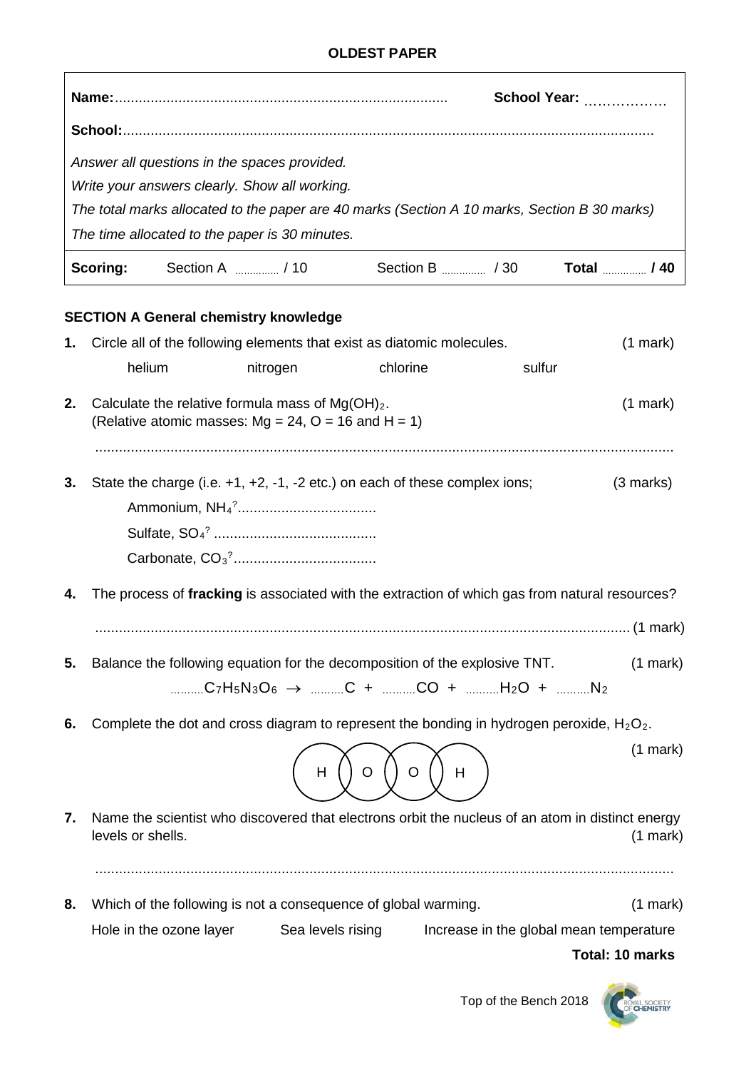**OLDEST PAPER**

| **Name:**.................................................................................... | **School Year:** ……………… |
|---|---|
| **School:**.................................................................................................................................. | |

*Answer all questions in the spaces provided.*

*Write your answers clearly. Show all working.*

*The total marks allocated to the paper are 40 marks (Section A 10 marks, Section B 30 marks)*

*The time allocated to the paper is 30 minutes.*

| **Scoring:** | Section A ............... / 10 | Section B ............... / 30 | **Total** ............... **/ 40** |
|---|---|---|---|

## SECTION A General chemistry knowledge

**1.** Circle all of the following elements that exist as diatomic molecules. (1 mark)

helium     nitrogen     chlorine     sulfur

**2.** Calculate the relative formula mass of $Mg(OH)_2$. (1 mark)
(Relative atomic masses: Mg = 24, O = 16 and H = 1)

..................................................................................................................................................

**3.** State the charge (i.e. +1, +2, -1, -2 etc.) on each of these complex ions; (3 marks)

Ammonium, $NH_4^?$...................................

Sulfate, $SO_4^?$ .........................................

Carbonate, $CO_3^?$....................................

**4.** The process of **fracking** is associated with the extraction of which gas from natural resources?

...................................................................................................................................... (1 mark)

**5.** Balance the following equation for the decomposition of the explosive TNT. (1 mark)

$$\text{..........}C_7H_5N_3O_6 \rightarrow \text{..........}C + \text{..........}CO + \text{..........}H_2O + \text{..........}N_2$$

**6.** Complete the dot and cross diagram to represent the bonding in hydrogen peroxide, $H_2O_2$. (1 mark)

H  O  O  H

**7.** Name the scientist who discovered that electrons orbit the nucleus of an atom in distinct energy levels or shells. (1 mark)

..................................................................................................................................................

**8.** Which of the following is not a consequence of global warming. (1 mark)

Hole in the ozone layer     Sea levels rising     Increase in the global mean temperature

**Total: 10 marks**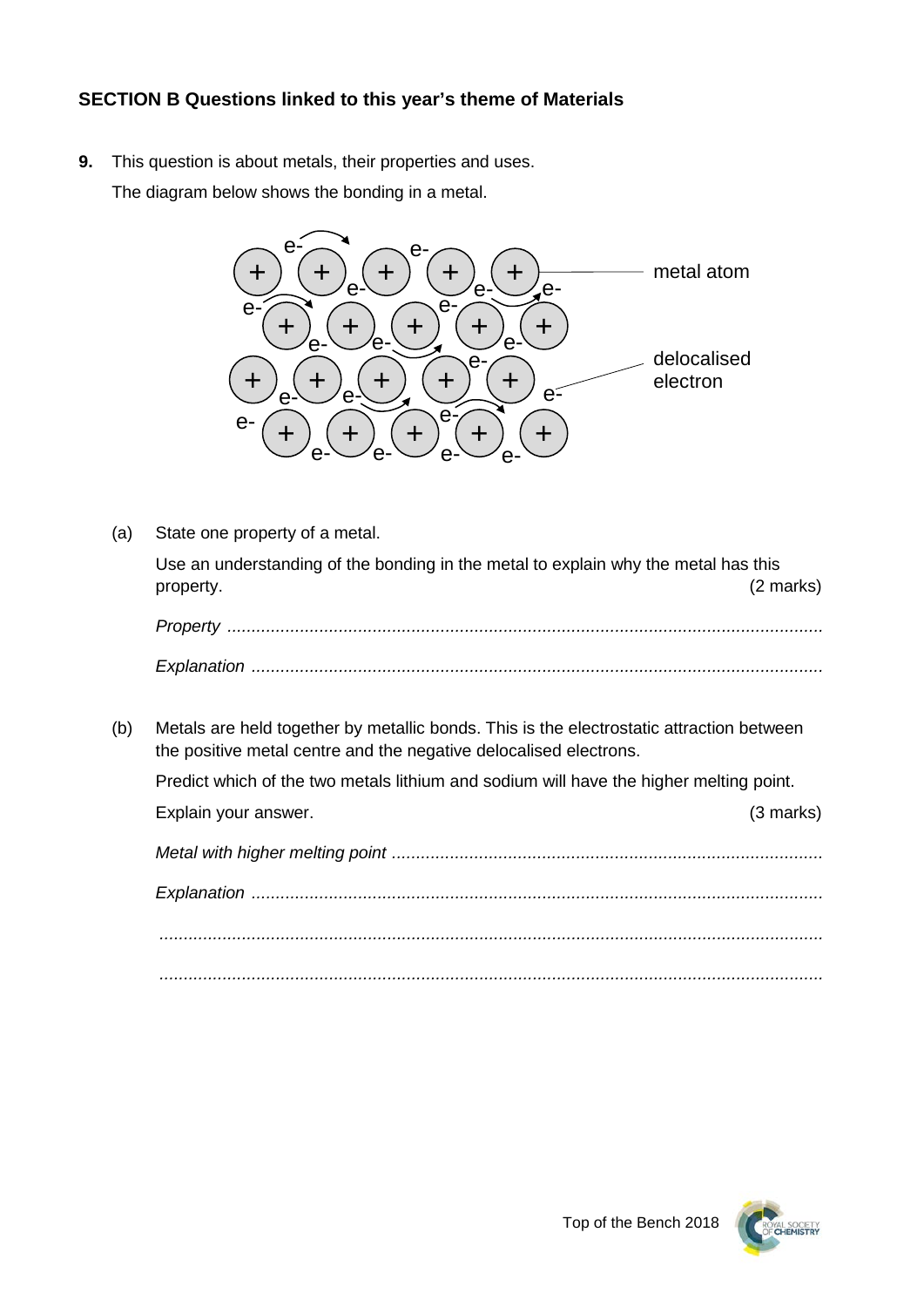## SECTION B Questions linked to this year's theme of Materials

**9.** This question is about metals, their properties and uses.

The diagram below shows the bonding in a metal.

(a) State one property of a metal.

Use an understanding of the bonding in the metal to explain why the metal has this property. (2 marks)

*Property* ..........................................................................................................................

*Explanation* .....................................................................................................................

(b) Metals are held together by metallic bonds. This is the electrostatic attraction between the positive metal centre and the negative delocalised electrons.

Predict which of the two metals lithium and sodium will have the higher melting point.

Explain your answer. (3 marks)

*Metal with higher melting point* .........................................................................................

*Explanation* .....................................................................................................................

.........................................................................................................................................

.........................................................................................................................................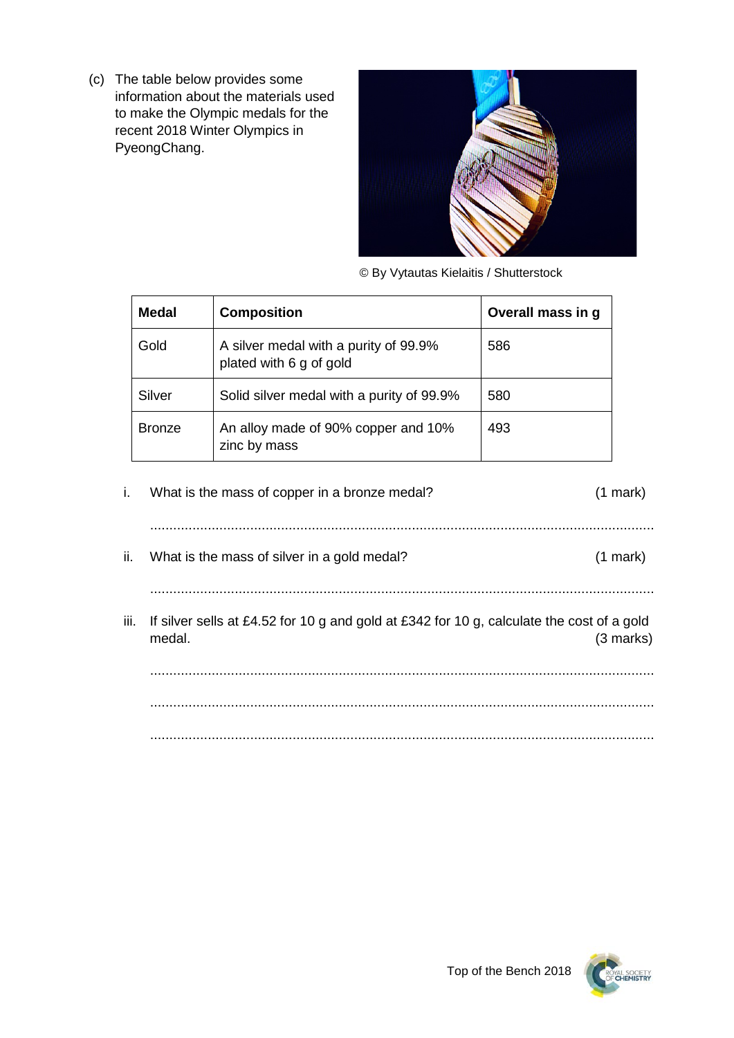(c) The table below provides some information about the materials used to make the Olympic medals for the recent 2018 Winter Olympics in PyeongChang.

© By Vytautas Kielaitis / Shutterstock

| **Medal** | **Composition** | **Overall mass in g** |
|---|---|---|
| Gold | A silver medal with a purity of 99.9% plated with 6 g of gold | 586 |
| Silver | Solid silver medal with a purity of 99.9% | 580 |
| Bronze | An alloy made of 90% copper and 10% zinc by mass | 493 |

i. What is the mass of copper in a bronze medal? (1 mark)

..................................................................................................................................

ii. What is the mass of silver in a gold medal? (1 mark)

..................................................................................................................................

iii. If silver sells at £4.52 for 10 g and gold at £342 for 10 g, calculate the cost of a gold medal. (3 marks)

..................................................................................................................................

..................................................................................................................................

..................................................................................................................................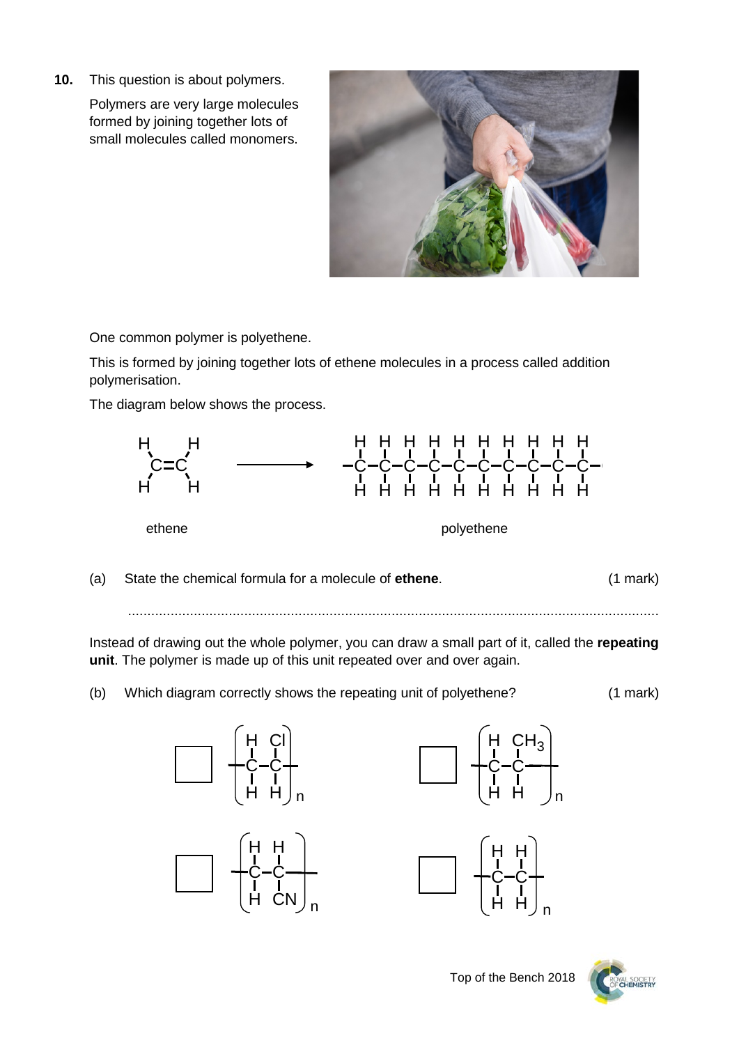**10.** This question is about polymers.

Polymers are very large molecules formed by joining together lots of small molecules called monomers.

One common polymer is polyethene.

This is formed by joining together lots of ethene molecules in a process called addition polymerisation.

The diagram below shows the process.

ethene → polyethene

(a) State the chemical formula for a molecule of **ethene**. (1 mark)

.......................................................................................................................................

Instead of drawing out the whole polymer, you can draw a small part of it, called the **repeating unit**. The polymer is made up of this unit repeated over and over again.

(b) Which diagram correctly shows the repeating unit of polyethene? (1 mark)

☐ $-[CH_2-CHCl]_n-$ ☐ $-[CH_2-CH(CH_3)]_n-$

☐ $-[CH_2-CH(CN)]_n-$ ☐ $-[CH_2-CH_2]_n-$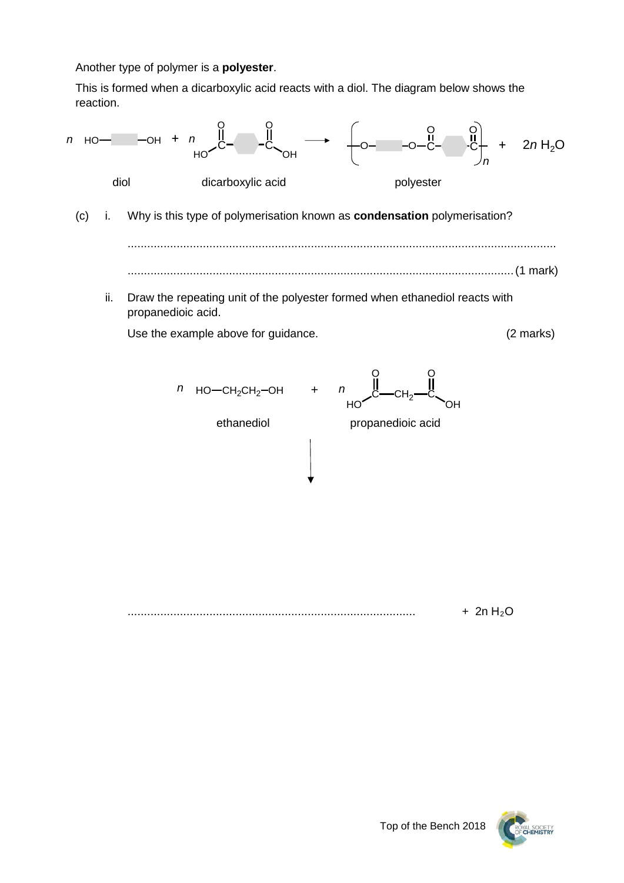Another type of polymer is a **polyester**.

This is formed when a dicarboxylic acid reacts with a diol. The diagram below shows the reaction.

$$n\ \text{HO}-\square-\text{OH} + n\ \text{HO}-\overset{\overset{\text{O}}{\|}}{\text{C}}-\square-\overset{\overset{\text{O}}{\|}}{\text{C}}-\text{OH} \longrightarrow \left[-\text{O}-\square-\text{O}-\overset{\overset{\text{O}}{\|}}{\text{C}}-\square-\overset{\overset{\text{O}}{\|}}{\text{C}}-\right]_n + 2n\ H_2O$$

diol — dicarboxylic acid — polyester

(c) i. Why is this type of polymerisation known as **condensation** polymerisation?

......................................................................................................................................

...................................................................................................................... (1 mark)

ii. Draw the repeating unit of the polyester formed when ethanediol reacts with propanedioic acid.

Use the example above for guidance. (2 marks)

$$n\ \text{HO}-CH_2CH_2-\text{OH} + n\ \text{HO}-\overset{\overset{\text{O}}{\|}}{\text{C}}-CH_2-\overset{\overset{\text{O}}{\|}}{\text{C}}-\text{OH}$$

ethanediol — propanedioic acid

$\downarrow$

........................................................................................ $+\ 2n\ H_2O$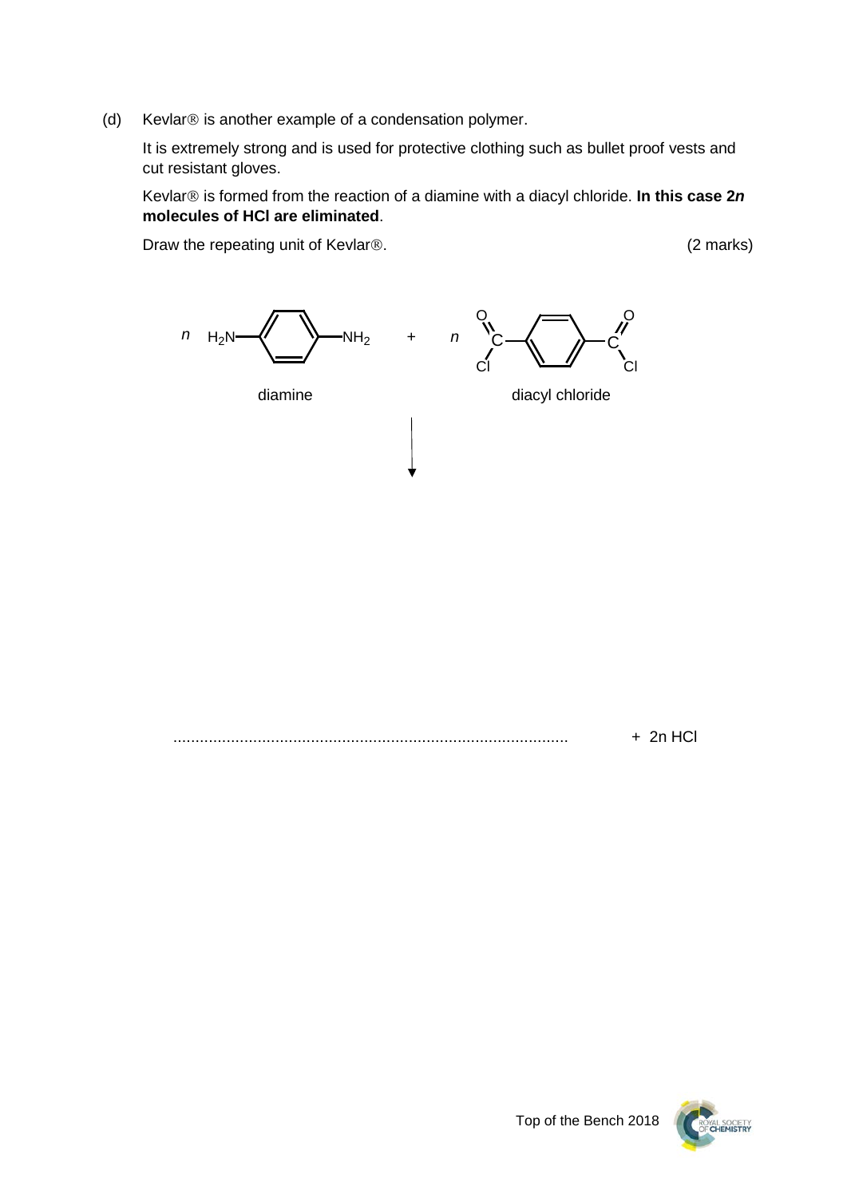(d) Kevlar® is another example of a condensation polymer.

It is extremely strong and is used for protective clothing such as bullet proof vests and cut resistant gloves.

Kevlar® is formed from the reaction of a diamine with a diacyl chloride. **In this case 2*n* molecules of HCl are eliminated**.

Draw the repeating unit of Kevlar®. (2 marks)

*n* $H_2N$–$C_6H_4$–$NH_2$ + *n* $ClOC$–$C_6H_4$–$COCl$

diamine diacyl chloride

↓

......................................................................................... + 2n HCl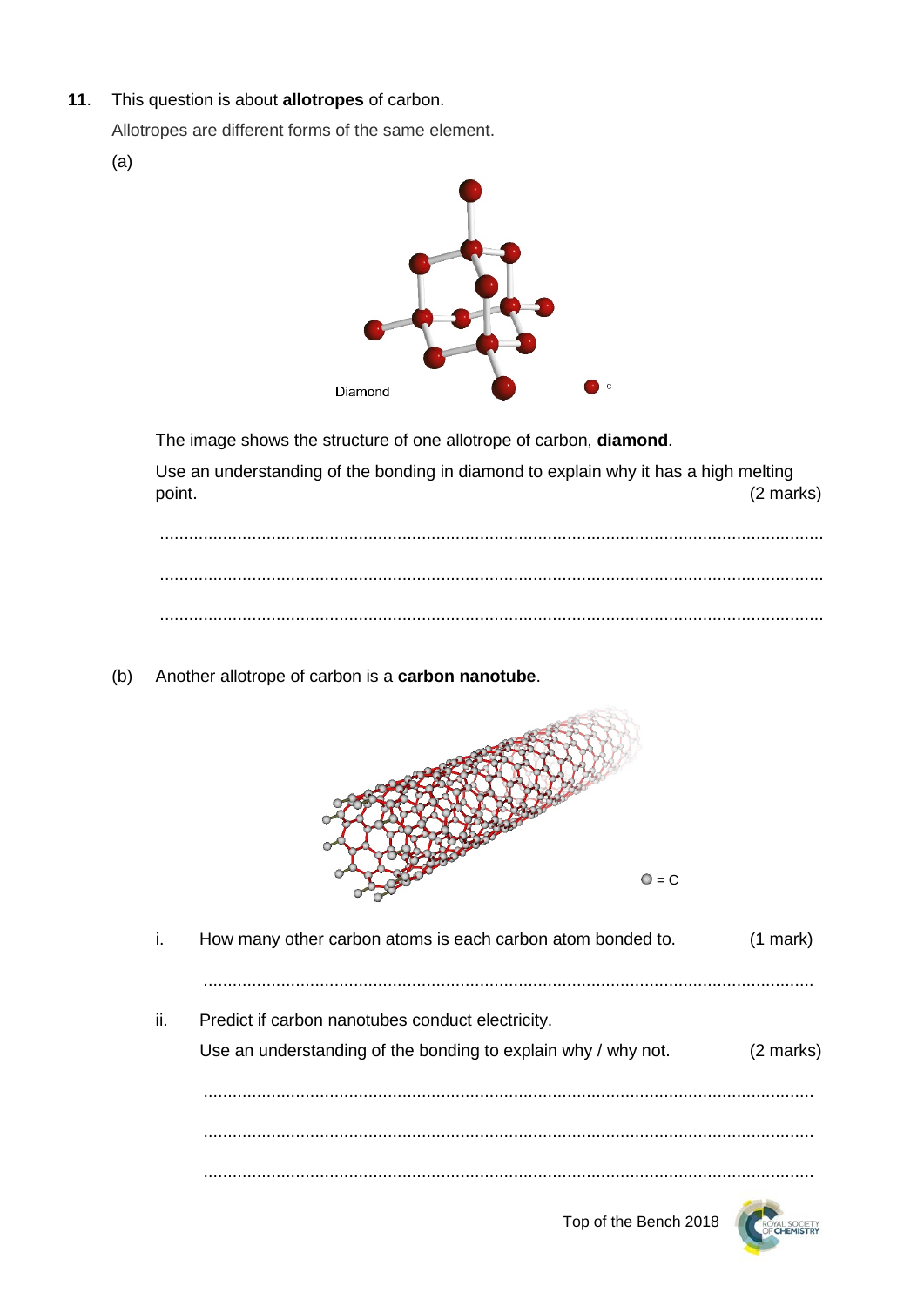**11**. This question is about **allotropes** of carbon.

Allotropes are different forms of the same element.

(a)

Diamond

The image shows the structure of one allotrope of carbon, **diamond**.

Use an understanding of the bonding in diamond to explain why it has a high melting point. (2 marks)

.......................................................................................................................................

.......................................................................................................................................

.......................................................................................................................................

(b) Another allotrope of carbon is a **carbon nanotube**.

i. How many other carbon atoms is each carbon atom bonded to. (1 mark)

.......................................................................................................................................

ii. Predict if carbon nanotubes conduct electricity.

Use an understanding of the bonding to explain why / why not. (2 marks)

.......................................................................................................................................

.......................................................................................................................................

.......................................................................................................................................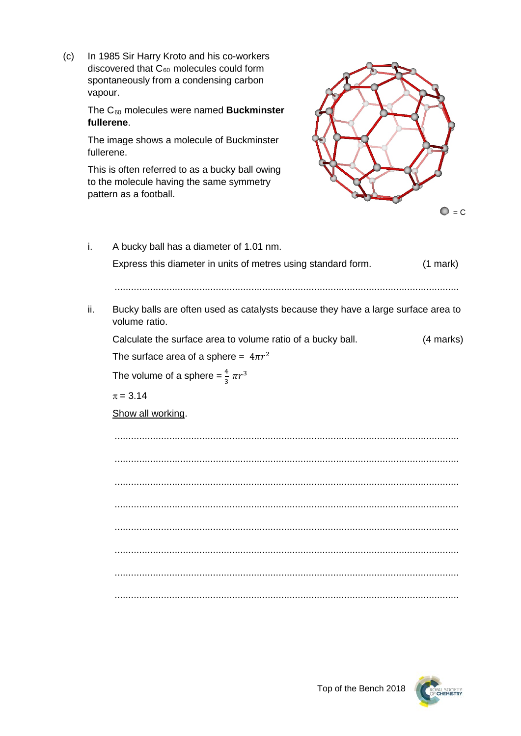(c) In 1985 Sir Harry Kroto and his co-workers discovered that $C_{60}$ molecules could form spontaneously from a condensing carbon vapour.

The $C_{60}$ molecules were named **Buckminster fullerene**.

The image shows a molecule of Buckminster fullerene.

This is often referred to as a bucky ball owing to the molecule having the same symmetry pattern as a football.

= C

i. A bucky ball has a diameter of 1.01 nm.

Express this diameter in units of metres using standard form. (1 mark)

..............................................................................................................................

ii. Bucky balls are often used as catalysts because they have a large surface area to volume ratio.

Calculate the surface area to volume ratio of a bucky ball. (4 marks)

The surface area of a sphere = $4\pi r^2$

The volume of a sphere = $\frac{4}{3}\pi r^3$

$\pi = 3.14$

<u>Show all working</u>.

..............................................................................................................................

..............................................................................................................................

..............................................................................................................................

..............................................................................................................................

..............................................................................................................................

..............................................................................................................................

..............................................................................................................................

..............................................................................................................................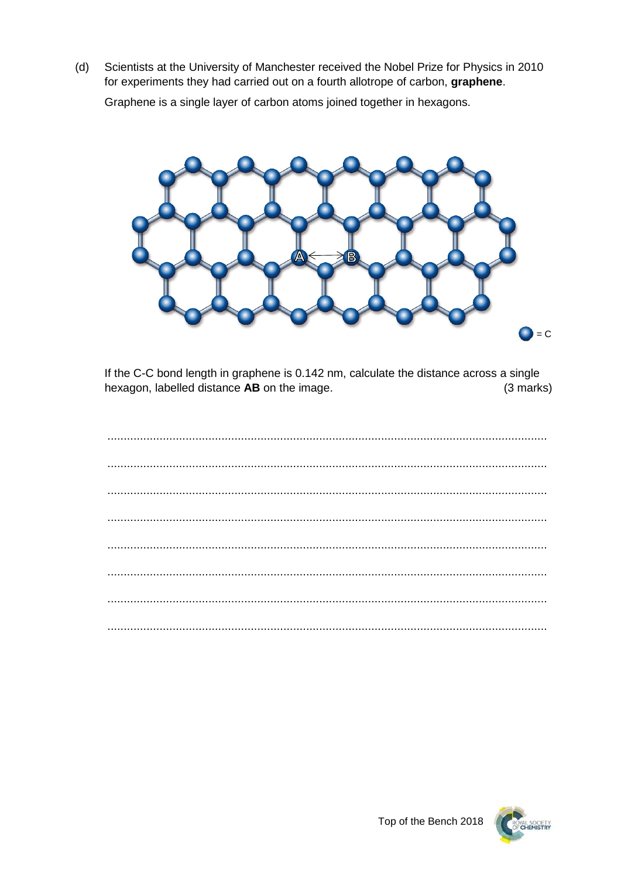(d) Scientists at the University of Manchester received the Nobel Prize for Physics in 2010 for experiments they had carried out on a fourth allotrope of carbon, **graphene**.

Graphene is a single layer of carbon atoms joined together in hexagons.

A
B
= C

If the C-C bond length in graphene is 0.142 nm, calculate the distance across a single hexagon, labelled distance **AB** on the image. (3 marks)

.......................................................................................................................................

.......................................................................................................................................

.......................................................................................................................................

.......................................................................................................................................

.......................................................................................................................................

.......................................................................................................................................

.......................................................................................................................................

.......................................................................................................................................